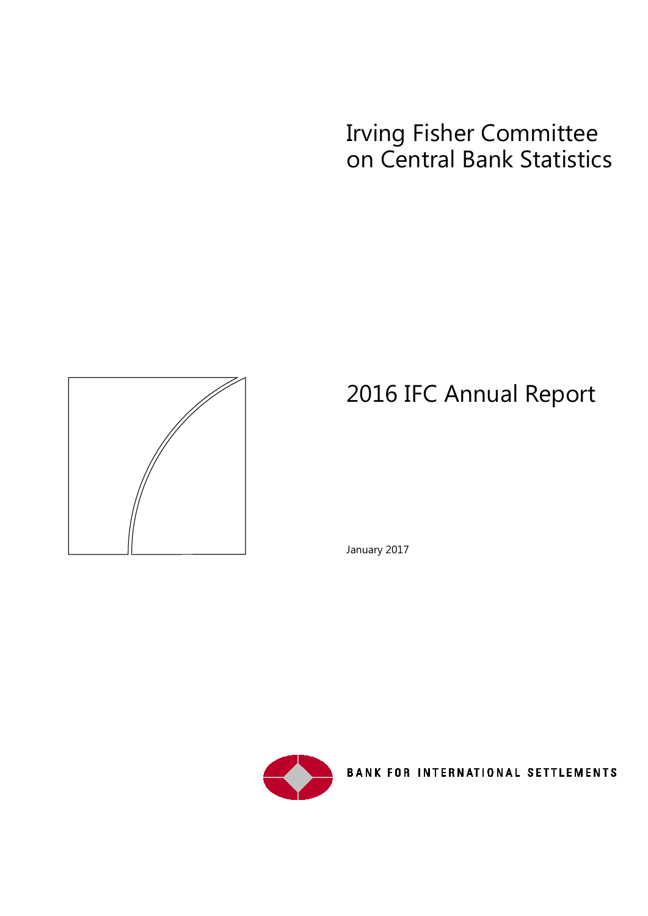Irving Fisher Committee on Central Bank Statistics

# 2016 IFC Annual Report

January 2017

BANK FOR INTERNATIONAL SETTLEMENTS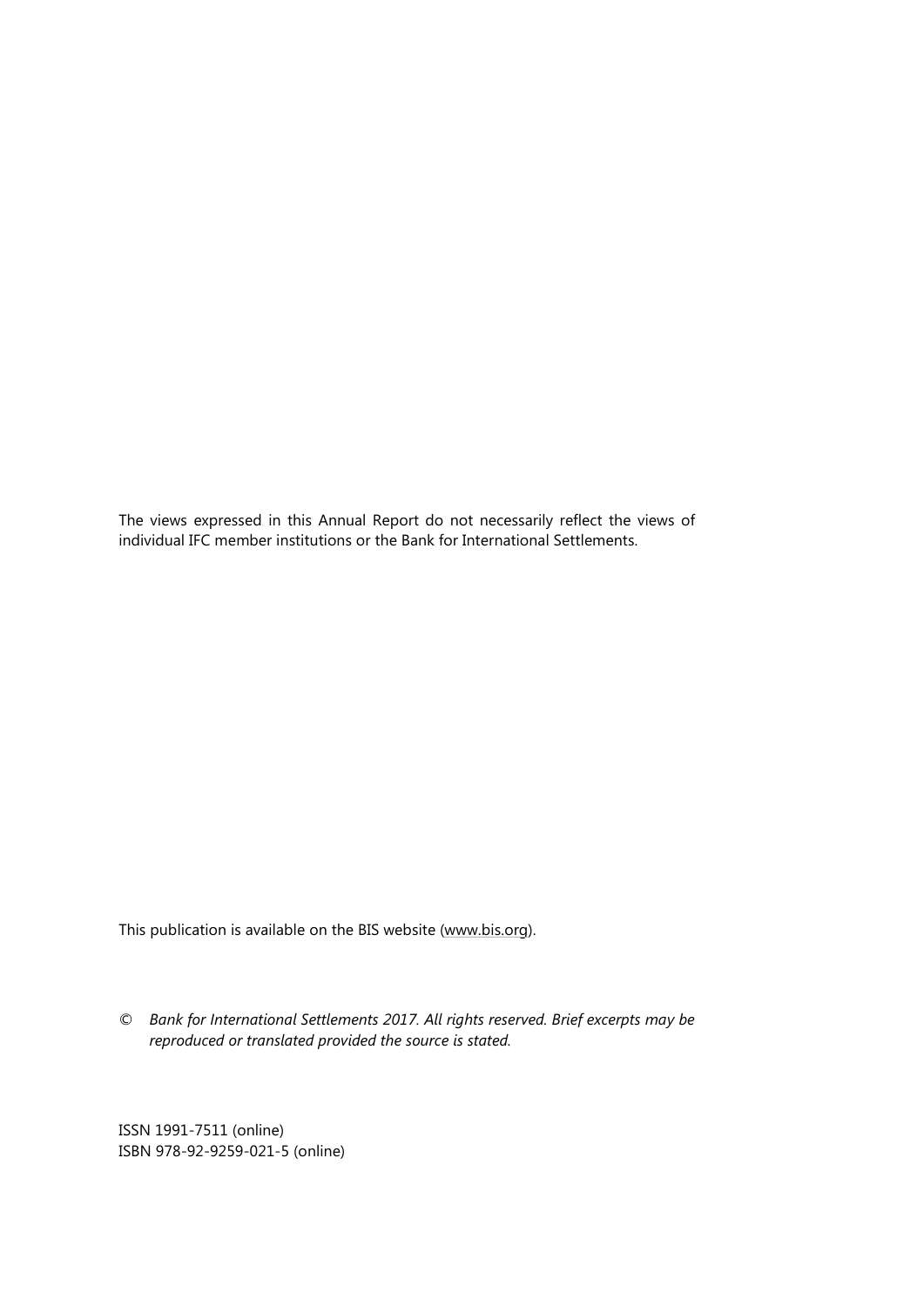The views expressed in this Annual Report do not necessarily reflect the views of individual IFC member institutions or the Bank for International Settlements.

This publication is available on the BIS website (www.bis.org).

© *Bank for International Settlements 2017. All rights reserved. Brief excerpts may be reproduced or translated provided the source is stated.*

ISSN 1991-7511 (online)
ISBN 978-92-9259-021-5 (online)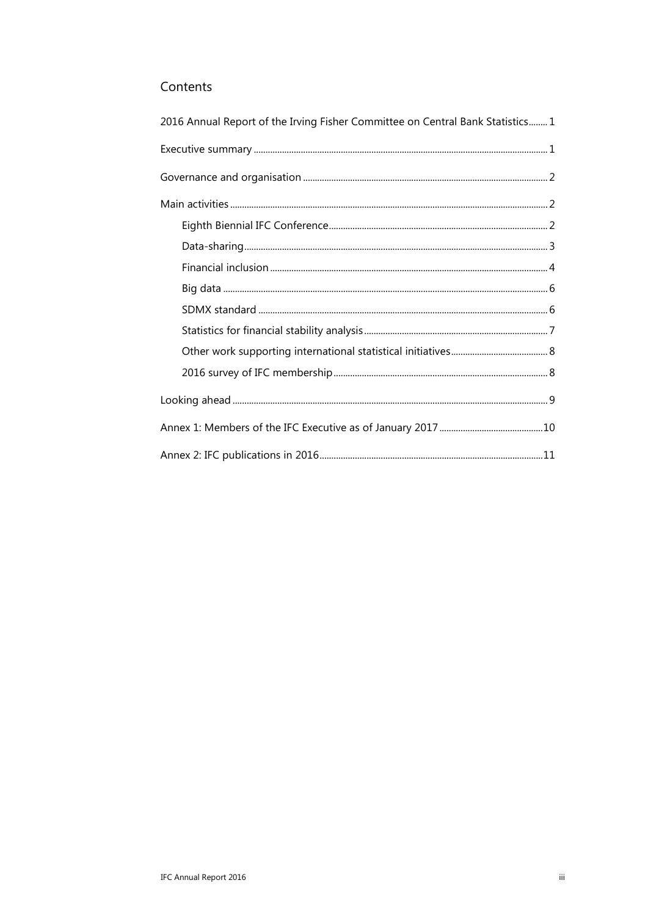# Contents

2016 Annual Report of the Irving Fisher Committee on Central Bank Statistics........ 1

Executive summary ........ 1

Governance and organisation ........ 2

Main activities ........ 2

- Eighth Biennial IFC Conference ........ 2
- Data-sharing ........ 3
- Financial inclusion ........ 4
- Big data ........ 6
- SDMX standard ........ 6
- Statistics for financial stability analysis ........ 7
- Other work supporting international statistical initiatives ........ 8
- 2016 survey of IFC membership ........ 8

Looking ahead ........ 9

Annex 1: Members of the IFC Executive as of January 2017 ........ 10

Annex 2: IFC publications in 2016 ........ 11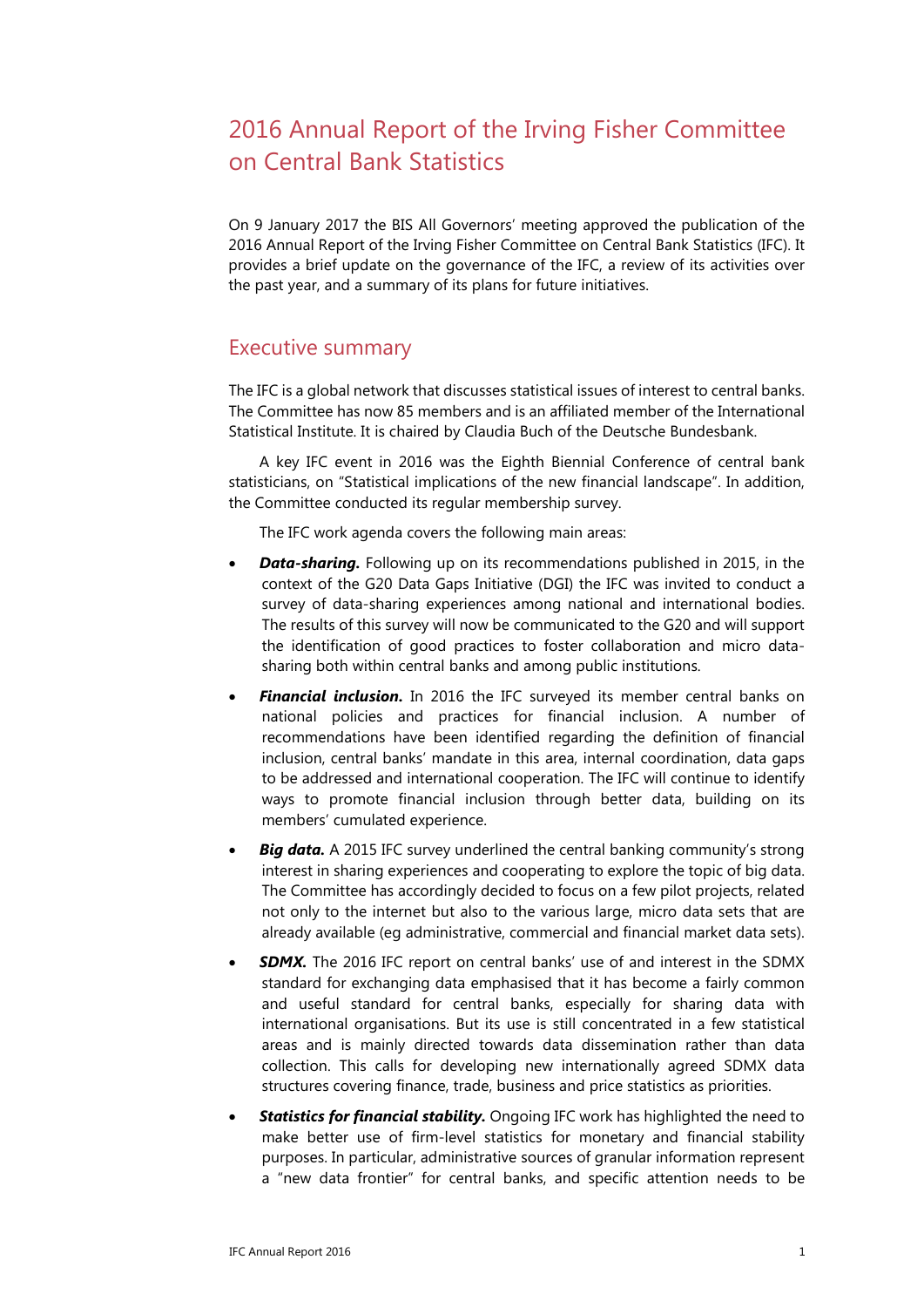# 2016 Annual Report of the Irving Fisher Committee on Central Bank Statistics

On 9 January 2017 the BIS All Governors' meeting approved the publication of the 2016 Annual Report of the Irving Fisher Committee on Central Bank Statistics (IFC). It provides a brief update on the governance of the IFC, a review of its activities over the past year, and a summary of its plans for future initiatives.

## Executive summary

The IFC is a global network that discusses statistical issues of interest to central banks. The Committee has now 85 members and is an affiliated member of the International Statistical Institute. It is chaired by Claudia Buch of the Deutsche Bundesbank.

A key IFC event in 2016 was the Eighth Biennial Conference of central bank statisticians, on "Statistical implications of the new financial landscape". In addition, the Committee conducted its regular membership survey.

The IFC work agenda covers the following main areas:

- ***Data-sharing.*** Following up on its recommendations published in 2015, in the context of the G20 Data Gaps Initiative (DGI) the IFC was invited to conduct a survey of data-sharing experiences among national and international bodies. The results of this survey will now be communicated to the G20 and will support the identification of good practices to foster collaboration and micro data-sharing both within central banks and among public institutions.
- ***Financial inclusion.*** In 2016 the IFC surveyed its member central banks on national policies and practices for financial inclusion. A number of recommendations have been identified regarding the definition of financial inclusion, central banks' mandate in this area, internal coordination, data gaps to be addressed and international cooperation. The IFC will continue to identify ways to promote financial inclusion through better data, building on its members' cumulated experience.
- ***Big data.*** A 2015 IFC survey underlined the central banking community's strong interest in sharing experiences and cooperating to explore the topic of big data. The Committee has accordingly decided to focus on a few pilot projects, related not only to the internet but also to the various large, micro data sets that are already available (eg administrative, commercial and financial market data sets).
- ***SDMX.*** The 2016 IFC report on central banks' use of and interest in the SDMX standard for exchanging data emphasised that it has become a fairly common and useful standard for central banks, especially for sharing data with international organisations. But its use is still concentrated in a few statistical areas and is mainly directed towards data dissemination rather than data collection. This calls for developing new internationally agreed SDMX data structures covering finance, trade, business and price statistics as priorities.
- ***Statistics for financial stability.*** Ongoing IFC work has highlighted the need to make better use of firm-level statistics for monetary and financial stability purposes. In particular, administrative sources of granular information represent a "new data frontier" for central banks, and specific attention needs to be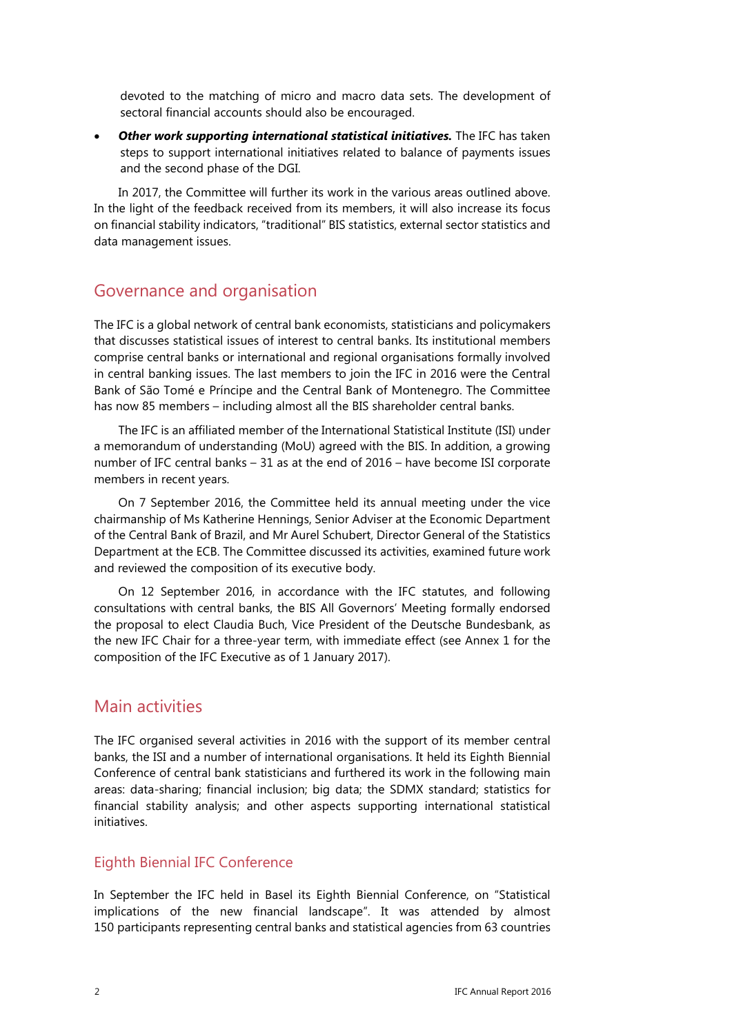devoted to the matching of micro and macro data sets. The development of sectoral financial accounts should also be encouraged.

- ***Other work supporting international statistical initiatives.*** The IFC has taken steps to support international initiatives related to balance of payments issues and the second phase of the DGI.

In 2017, the Committee will further its work in the various areas outlined above. In the light of the feedback received from its members, it will also increase its focus on financial stability indicators, "traditional" BIS statistics, external sector statistics and data management issues.

## Governance and organisation

The IFC is a global network of central bank economists, statisticians and policymakers that discusses statistical issues of interest to central banks. Its institutional members comprise central banks or international and regional organisations formally involved in central banking issues. The last members to join the IFC in 2016 were the Central Bank of São Tomé e Príncipe and the Central Bank of Montenegro. The Committee has now 85 members – including almost all the BIS shareholder central banks.

The IFC is an affiliated member of the International Statistical Institute (ISI) under a memorandum of understanding (MoU) agreed with the BIS. In addition, a growing number of IFC central banks – 31 as at the end of 2016 – have become ISI corporate members in recent years.

On 7 September 2016, the Committee held its annual meeting under the vice chairmanship of Ms Katherine Hennings, Senior Adviser at the Economic Department of the Central Bank of Brazil, and Mr Aurel Schubert, Director General of the Statistics Department at the ECB. The Committee discussed its activities, examined future work and reviewed the composition of its executive body.

On 12 September 2016, in accordance with the IFC statutes, and following consultations with central banks, the BIS All Governors' Meeting formally endorsed the proposal to elect Claudia Buch, Vice President of the Deutsche Bundesbank, as the new IFC Chair for a three-year term, with immediate effect (see Annex 1 for the composition of the IFC Executive as of 1 January 2017).

## Main activities

The IFC organised several activities in 2016 with the support of its member central banks, the ISI and a number of international organisations. It held its Eighth Biennial Conference of central bank statisticians and furthered its work in the following main areas: data-sharing; financial inclusion; big data; the SDMX standard; statistics for financial stability analysis; and other aspects supporting international statistical initiatives.

### Eighth Biennial IFC Conference

In September the IFC held in Basel its Eighth Biennial Conference, on "Statistical implications of the new financial landscape". It was attended by almost 150 participants representing central banks and statistical agencies from 63 countries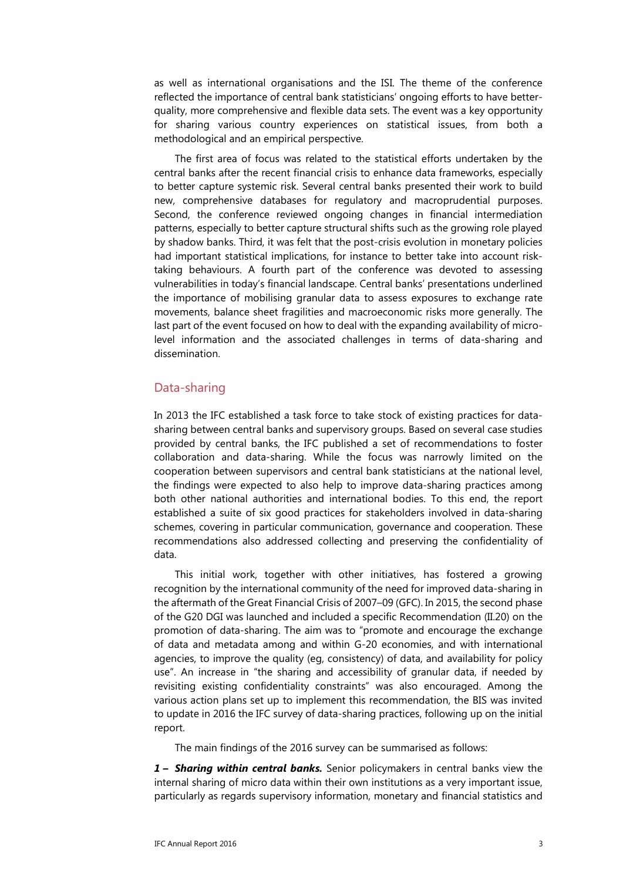as well as international organisations and the ISI. The theme of the conference reflected the importance of central bank statisticians' ongoing efforts to have better-quality, more comprehensive and flexible data sets. The event was a key opportunity for sharing various country experiences on statistical issues, from both a methodological and an empirical perspective.

The first area of focus was related to the statistical efforts undertaken by the central banks after the recent financial crisis to enhance data frameworks, especially to better capture systemic risk. Several central banks presented their work to build new, comprehensive databases for regulatory and macroprudential purposes. Second, the conference reviewed ongoing changes in financial intermediation patterns, especially to better capture structural shifts such as the growing role played by shadow banks. Third, it was felt that the post-crisis evolution in monetary policies had important statistical implications, for instance to better take into account risk-taking behaviours. A fourth part of the conference was devoted to assessing vulnerabilities in today's financial landscape. Central banks' presentations underlined the importance of mobilising granular data to assess exposures to exchange rate movements, balance sheet fragilities and macroeconomic risks more generally. The last part of the event focused on how to deal with the expanding availability of micro-level information and the associated challenges in terms of data-sharing and dissemination.

## Data-sharing

In 2013 the IFC established a task force to take stock of existing practices for data-sharing between central banks and supervisory groups. Based on several case studies provided by central banks, the IFC published a set of recommendations to foster collaboration and data-sharing. While the focus was narrowly limited on the cooperation between supervisors and central bank statisticians at the national level, the findings were expected to also help to improve data-sharing practices among both other national authorities and international bodies. To this end, the report established a suite of six good practices for stakeholders involved in data-sharing schemes, covering in particular communication, governance and cooperation. These recommendations also addressed collecting and preserving the confidentiality of data.

This initial work, together with other initiatives, has fostered a growing recognition by the international community of the need for improved data-sharing in the aftermath of the Great Financial Crisis of 2007–09 (GFC). In 2015, the second phase of the G20 DGI was launched and included a specific Recommendation (II.20) on the promotion of data-sharing. The aim was to "promote and encourage the exchange of data and metadata among and within G-20 economies, and with international agencies, to improve the quality (eg, consistency) of data, and availability for policy use". An increase in "the sharing and accessibility of granular data, if needed by revisiting existing confidentiality constraints" was also encouraged. Among the various action plans set up to implement this recommendation, the BIS was invited to update in 2016 the IFC survey of data-sharing practices, following up on the initial report.

The main findings of the 2016 survey can be summarised as follows:

***1 – Sharing within central banks.*** Senior policymakers in central banks view the internal sharing of micro data within their own institutions as a very important issue, particularly as regards supervisory information, monetary and financial statistics and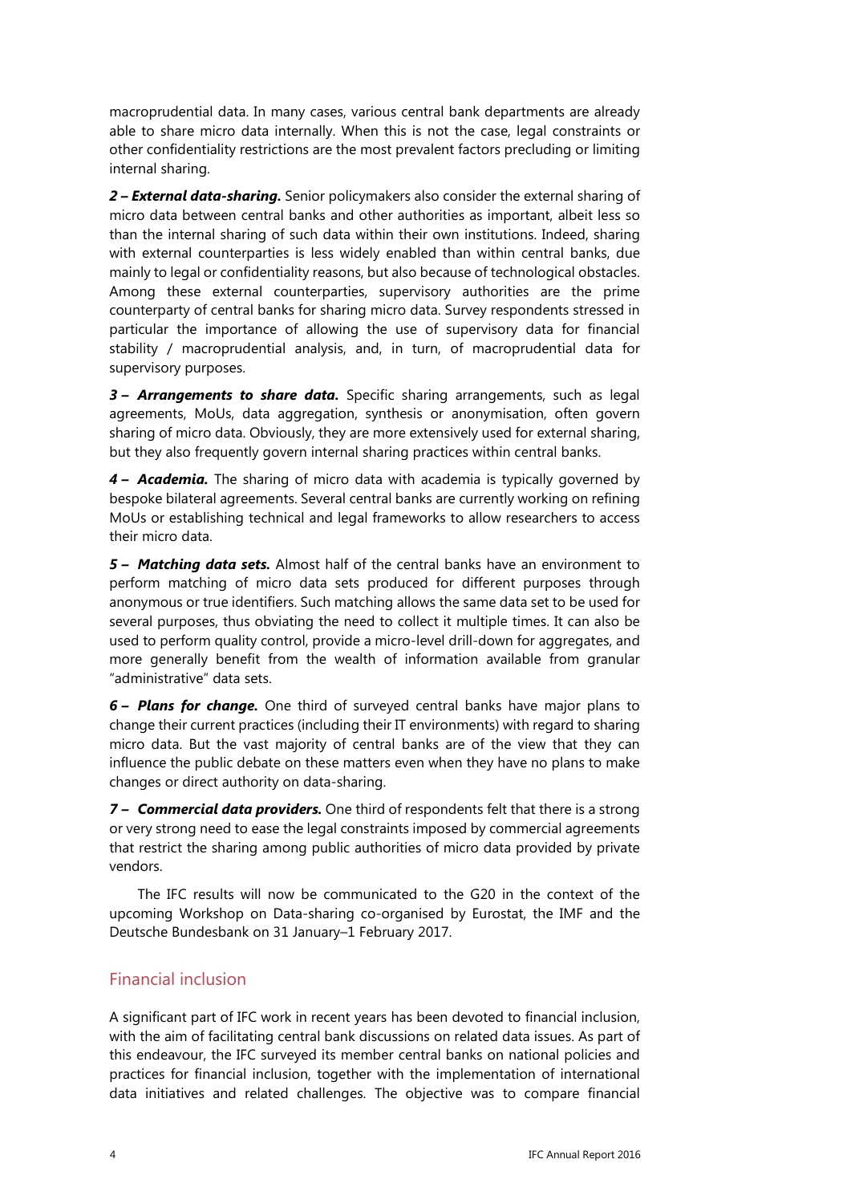macroprudential data. In many cases, various central bank departments are already able to share micro data internally. When this is not the case, legal constraints or other confidentiality restrictions are the most prevalent factors precluding or limiting internal sharing.

***2 – External data-sharing.*** Senior policymakers also consider the external sharing of micro data between central banks and other authorities as important, albeit less so than the internal sharing of such data within their own institutions. Indeed, sharing with external counterparties is less widely enabled than within central banks, due mainly to legal or confidentiality reasons, but also because of technological obstacles. Among these external counterparties, supervisory authorities are the prime counterparty of central banks for sharing micro data. Survey respondents stressed in particular the importance of allowing the use of supervisory data for financial stability / macroprudential analysis, and, in turn, of macroprudential data for supervisory purposes.

***3 – Arrangements to share data.*** Specific sharing arrangements, such as legal agreements, MoUs, data aggregation, synthesis or anonymisation, often govern sharing of micro data. Obviously, they are more extensively used for external sharing, but they also frequently govern internal sharing practices within central banks.

***4 – Academia.*** The sharing of micro data with academia is typically governed by bespoke bilateral agreements. Several central banks are currently working on refining MoUs or establishing technical and legal frameworks to allow researchers to access their micro data.

***5 – Matching data sets.*** Almost half of the central banks have an environment to perform matching of micro data sets produced for different purposes through anonymous or true identifiers. Such matching allows the same data set to be used for several purposes, thus obviating the need to collect it multiple times. It can also be used to perform quality control, provide a micro-level drill-down for aggregates, and more generally benefit from the wealth of information available from granular "administrative" data sets.

***6 – Plans for change.*** One third of surveyed central banks have major plans to change their current practices (including their IT environments) with regard to sharing micro data. But the vast majority of central banks are of the view that they can influence the public debate on these matters even when they have no plans to make changes or direct authority on data-sharing.

***7 – Commercial data providers.*** One third of respondents felt that there is a strong or very strong need to ease the legal constraints imposed by commercial agreements that restrict the sharing among public authorities of micro data provided by private vendors.

The IFC results will now be communicated to the G20 in the context of the upcoming Workshop on Data-sharing co-organised by Eurostat, the IMF and the Deutsche Bundesbank on 31 January–1 February 2017.

## Financial inclusion

A significant part of IFC work in recent years has been devoted to financial inclusion, with the aim of facilitating central bank discussions on related data issues. As part of this endeavour, the IFC surveyed its member central banks on national policies and practices for financial inclusion, together with the implementation of international data initiatives and related challenges. The objective was to compare financial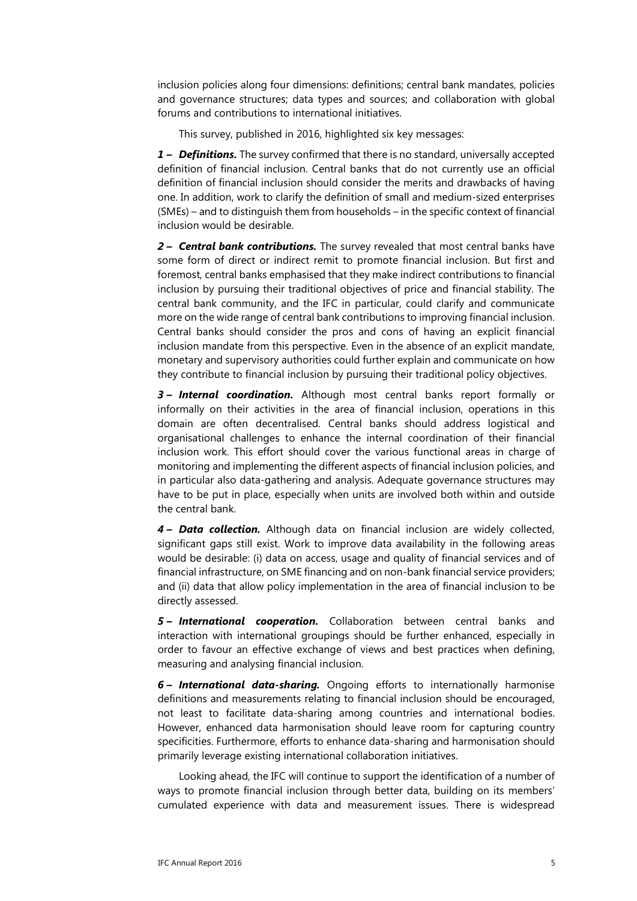inclusion policies along four dimensions: definitions; central bank mandates, policies and governance structures; data types and sources; and collaboration with global forums and contributions to international initiatives.

This survey, published in 2016, highlighted six key messages:

***1 – Definitions.*** The survey confirmed that there is no standard, universally accepted definition of financial inclusion. Central banks that do not currently use an official definition of financial inclusion should consider the merits and drawbacks of having one. In addition, work to clarify the definition of small and medium-sized enterprises (SMEs) – and to distinguish them from households – in the specific context of financial inclusion would be desirable.

***2 – Central bank contributions.*** The survey revealed that most central banks have some form of direct or indirect remit to promote financial inclusion. But first and foremost, central banks emphasised that they make indirect contributions to financial inclusion by pursuing their traditional objectives of price and financial stability. The central bank community, and the IFC in particular, could clarify and communicate more on the wide range of central bank contributions to improving financial inclusion. Central banks should consider the pros and cons of having an explicit financial inclusion mandate from this perspective. Even in the absence of an explicit mandate, monetary and supervisory authorities could further explain and communicate on how they contribute to financial inclusion by pursuing their traditional policy objectives.

***3 – Internal coordination.*** Although most central banks report formally or informally on their activities in the area of financial inclusion, operations in this domain are often decentralised. Central banks should address logistical and organisational challenges to enhance the internal coordination of their financial inclusion work. This effort should cover the various functional areas in charge of monitoring and implementing the different aspects of financial inclusion policies, and in particular also data-gathering and analysis. Adequate governance structures may have to be put in place, especially when units are involved both within and outside the central bank.

***4 – Data collection.*** Although data on financial inclusion are widely collected, significant gaps still exist. Work to improve data availability in the following areas would be desirable: (i) data on access, usage and quality of financial services and of financial infrastructure, on SME financing and on non-bank financial service providers; and (ii) data that allow policy implementation in the area of financial inclusion to be directly assessed.

***5 – International cooperation.*** Collaboration between central banks and interaction with international groupings should be further enhanced, especially in order to favour an effective exchange of views and best practices when defining, measuring and analysing financial inclusion.

***6 – International data-sharing.*** Ongoing efforts to internationally harmonise definitions and measurements relating to financial inclusion should be encouraged, not least to facilitate data-sharing among countries and international bodies. However, enhanced data harmonisation should leave room for capturing country specificities. Furthermore, efforts to enhance data-sharing and harmonisation should primarily leverage existing international collaboration initiatives.

Looking ahead, the IFC will continue to support the identification of a number of ways to promote financial inclusion through better data, building on its members' cumulated experience with data and measurement issues. There is widespread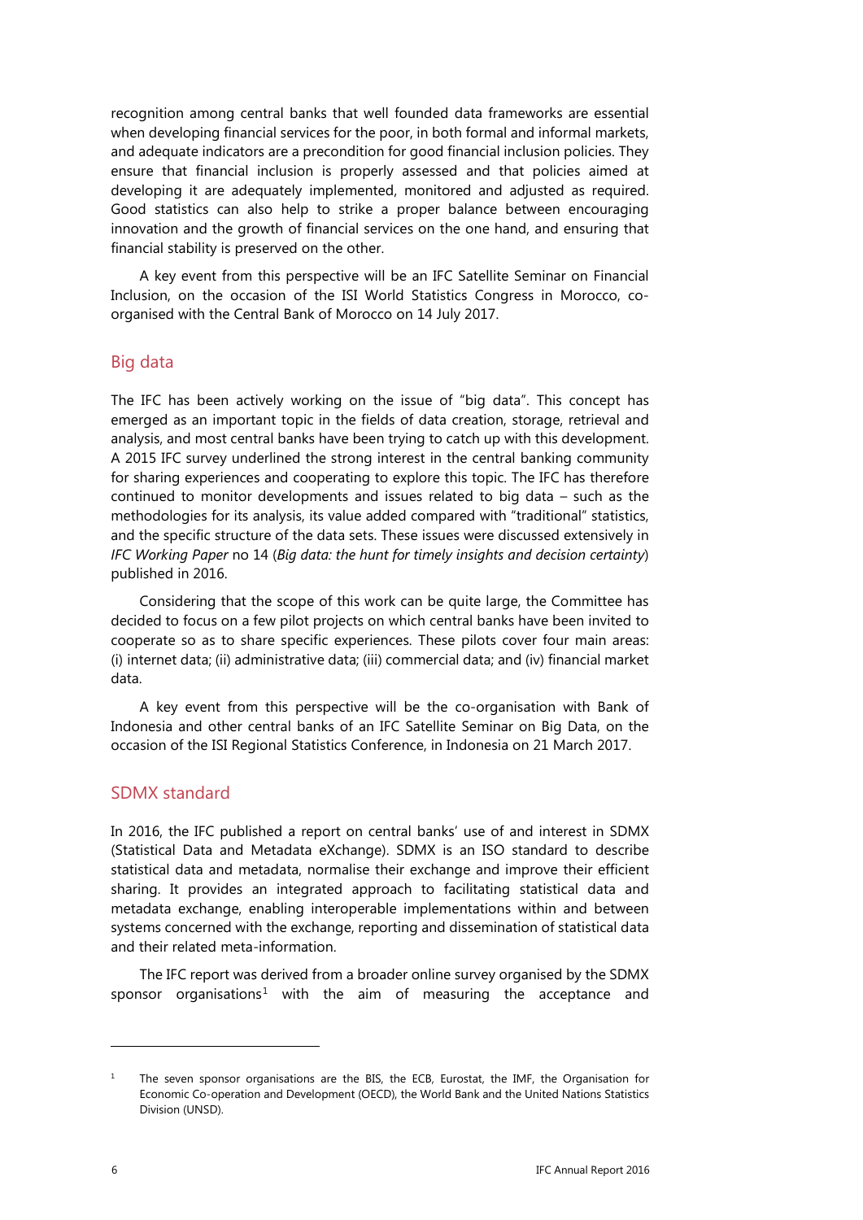recognition among central banks that well founded data frameworks are essential when developing financial services for the poor, in both formal and informal markets, and adequate indicators are a precondition for good financial inclusion policies. They ensure that financial inclusion is properly assessed and that policies aimed at developing it are adequately implemented, monitored and adjusted as required. Good statistics can also help to strike a proper balance between encouraging innovation and the growth of financial services on the one hand, and ensuring that financial stability is preserved on the other.

A key event from this perspective will be an IFC Satellite Seminar on Financial Inclusion, on the occasion of the ISI World Statistics Congress in Morocco, co-organised with the Central Bank of Morocco on 14 July 2017.

## Big data

The IFC has been actively working on the issue of "big data". This concept has emerged as an important topic in the fields of data creation, storage, retrieval and analysis, and most central banks have been trying to catch up with this development. A 2015 IFC survey underlined the strong interest in the central banking community for sharing experiences and cooperating to explore this topic. The IFC has therefore continued to monitor developments and issues related to big data – such as the methodologies for its analysis, its value added compared with "traditional" statistics, and the specific structure of the data sets. These issues were discussed extensively in *IFC Working Paper* no 14 (*Big data: the hunt for timely insights and decision certainty*) published in 2016.

Considering that the scope of this work can be quite large, the Committee has decided to focus on a few pilot projects on which central banks have been invited to cooperate so as to share specific experiences. These pilots cover four main areas: (i) internet data; (ii) administrative data; (iii) commercial data; and (iv) financial market data.

A key event from this perspective will be the co-organisation with Bank of Indonesia and other central banks of an IFC Satellite Seminar on Big Data, on the occasion of the ISI Regional Statistics Conference, in Indonesia on 21 March 2017.

## SDMX standard

In 2016, the IFC published a report on central banks' use of and interest in SDMX (Statistical Data and Metadata eXchange). SDMX is an ISO standard to describe statistical data and metadata, normalise their exchange and improve their efficient sharing. It provides an integrated approach to facilitating statistical data and metadata exchange, enabling interoperable implementations within and between systems concerned with the exchange, reporting and dissemination of statistical data and their related meta-information.

The IFC report was derived from a broader online survey organised by the SDMX sponsor organisations[1] with the aim of measuring the acceptance and

---

[1] The seven sponsor organisations are the BIS, the ECB, Eurostat, the IMF, the Organisation for Economic Co-operation and Development (OECD), the World Bank and the United Nations Statistics Division (UNSD).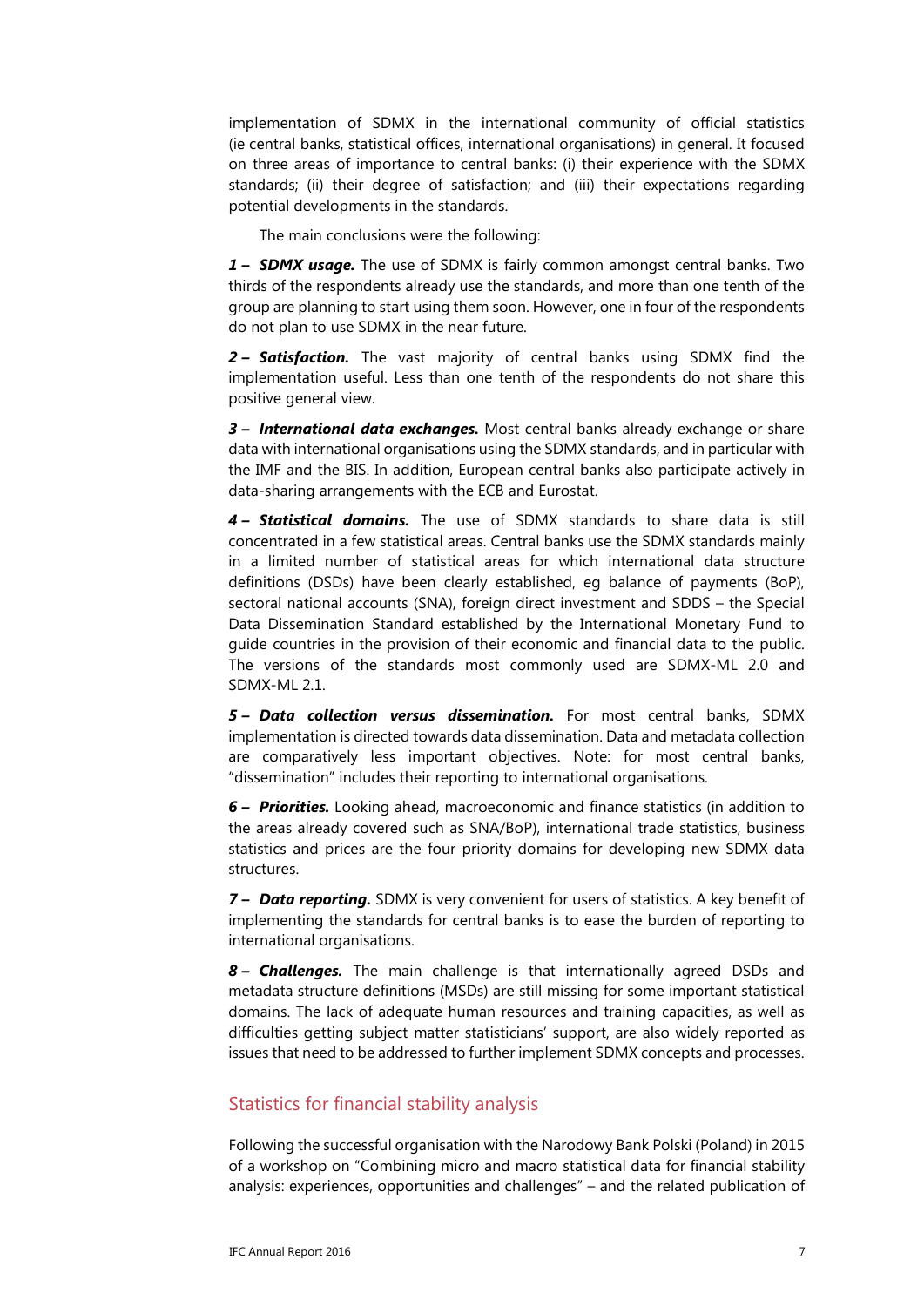implementation of SDMX in the international community of official statistics (ie central banks, statistical offices, international organisations) in general. It focused on three areas of importance to central banks: (i) their experience with the SDMX standards; (ii) their degree of satisfaction; and (iii) their expectations regarding potential developments in the standards.

The main conclusions were the following:

***1 – SDMX usage.*** The use of SDMX is fairly common amongst central banks. Two thirds of the respondents already use the standards, and more than one tenth of the group are planning to start using them soon. However, one in four of the respondents do not plan to use SDMX in the near future.

***2 – Satisfaction.*** The vast majority of central banks using SDMX find the implementation useful. Less than one tenth of the respondents do not share this positive general view.

***3 – International data exchanges.*** Most central banks already exchange or share data with international organisations using the SDMX standards, and in particular with the IMF and the BIS. In addition, European central banks also participate actively in data-sharing arrangements with the ECB and Eurostat.

***4 – Statistical domains.*** The use of SDMX standards to share data is still concentrated in a few statistical areas. Central banks use the SDMX standards mainly in a limited number of statistical areas for which international data structure definitions (DSDs) have been clearly established, eg balance of payments (BoP), sectoral national accounts (SNA), foreign direct investment and SDDS – the Special Data Dissemination Standard established by the International Monetary Fund to guide countries in the provision of their economic and financial data to the public. The versions of the standards most commonly used are SDMX-ML 2.0 and SDMX-ML 2.1.

***5 – Data collection versus dissemination.*** For most central banks, SDMX implementation is directed towards data dissemination. Data and metadata collection are comparatively less important objectives. Note: for most central banks, "dissemination" includes their reporting to international organisations.

***6 – Priorities.*** Looking ahead, macroeconomic and finance statistics (in addition to the areas already covered such as SNA/BoP), international trade statistics, business statistics and prices are the four priority domains for developing new SDMX data structures.

***7 – Data reporting.*** SDMX is very convenient for users of statistics. A key benefit of implementing the standards for central banks is to ease the burden of reporting to international organisations.

***8 – Challenges.*** The main challenge is that internationally agreed DSDs and metadata structure definitions (MSDs) are still missing for some important statistical domains. The lack of adequate human resources and training capacities, as well as difficulties getting subject matter statisticians' support, are also widely reported as issues that need to be addressed to further implement SDMX concepts and processes.

## Statistics for financial stability analysis

Following the successful organisation with the Narodowy Bank Polski (Poland) in 2015 of a workshop on "Combining micro and macro statistical data for financial stability analysis: experiences, opportunities and challenges" – and the related publication of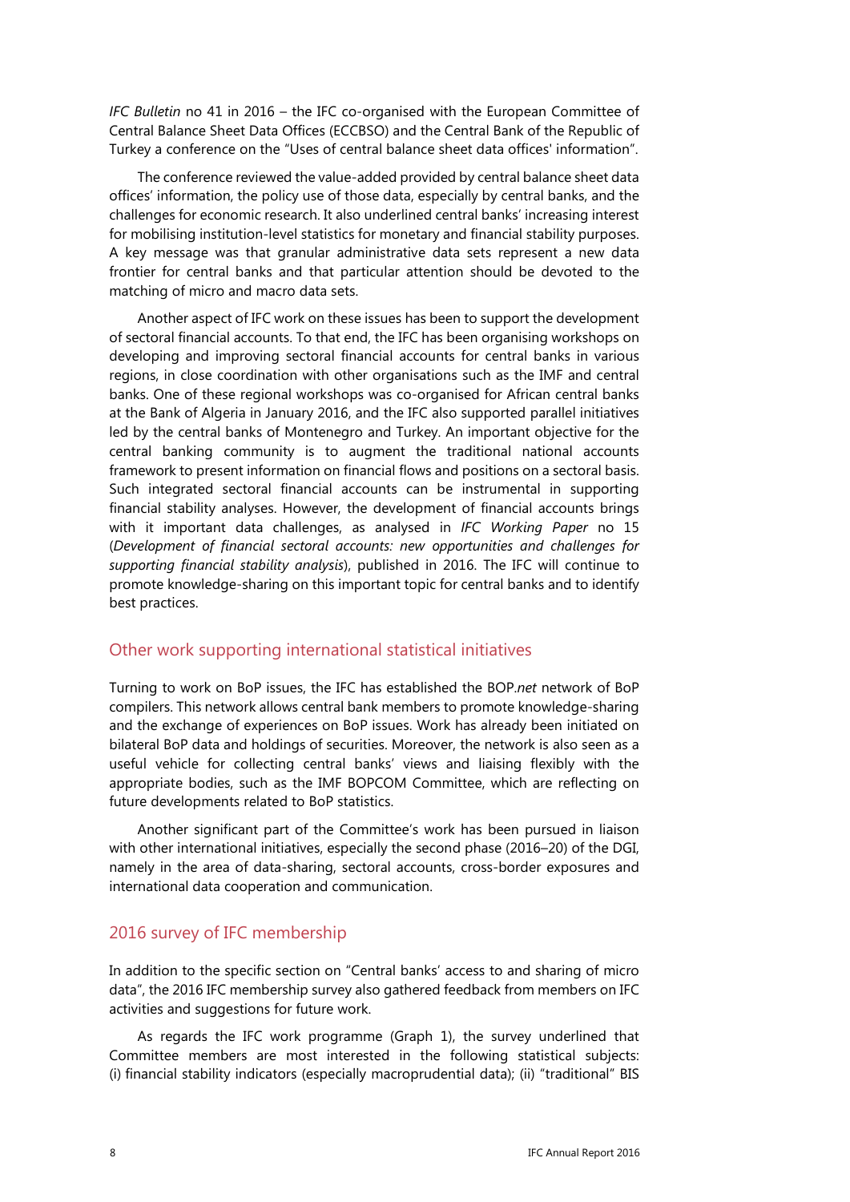*IFC Bulletin* no 41 in 2016 – the IFC co-organised with the European Committee of Central Balance Sheet Data Offices (ECCBSO) and the Central Bank of the Republic of Turkey a conference on the "Uses of central balance sheet data offices' information".

The conference reviewed the value-added provided by central balance sheet data offices' information, the policy use of those data, especially by central banks, and the challenges for economic research. It also underlined central banks' increasing interest for mobilising institution-level statistics for monetary and financial stability purposes. A key message was that granular administrative data sets represent a new data frontier for central banks and that particular attention should be devoted to the matching of micro and macro data sets.

Another aspect of IFC work on these issues has been to support the development of sectoral financial accounts. To that end, the IFC has been organising workshops on developing and improving sectoral financial accounts for central banks in various regions, in close coordination with other organisations such as the IMF and central banks. One of these regional workshops was co-organised for African central banks at the Bank of Algeria in January 2016, and the IFC also supported parallel initiatives led by the central banks of Montenegro and Turkey. An important objective for the central banking community is to augment the traditional national accounts framework to present information on financial flows and positions on a sectoral basis. Such integrated sectoral financial accounts can be instrumental in supporting financial stability analyses. However, the development of financial accounts brings with it important data challenges, as analysed in *IFC Working Paper* no 15 (*Development of financial sectoral accounts: new opportunities and challenges for supporting financial stability analysis*), published in 2016. The IFC will continue to promote knowledge-sharing on this important topic for central banks and to identify best practices.

## Other work supporting international statistical initiatives

Turning to work on BoP issues, the IFC has established the BOP.*net* network of BoP compilers. This network allows central bank members to promote knowledge-sharing and the exchange of experiences on BoP issues. Work has already been initiated on bilateral BoP data and holdings of securities. Moreover, the network is also seen as a useful vehicle for collecting central banks' views and liaising flexibly with the appropriate bodies, such as the IMF BOPCOM Committee, which are reflecting on future developments related to BoP statistics.

Another significant part of the Committee's work has been pursued in liaison with other international initiatives, especially the second phase (2016–20) of the DGI, namely in the area of data-sharing, sectoral accounts, cross-border exposures and international data cooperation and communication.

## 2016 survey of IFC membership

In addition to the specific section on "Central banks' access to and sharing of micro data", the 2016 IFC membership survey also gathered feedback from members on IFC activities and suggestions for future work.

As regards the IFC work programme (Graph 1), the survey underlined that Committee members are most interested in the following statistical subjects: (i) financial stability indicators (especially macroprudential data); (ii) "traditional" BIS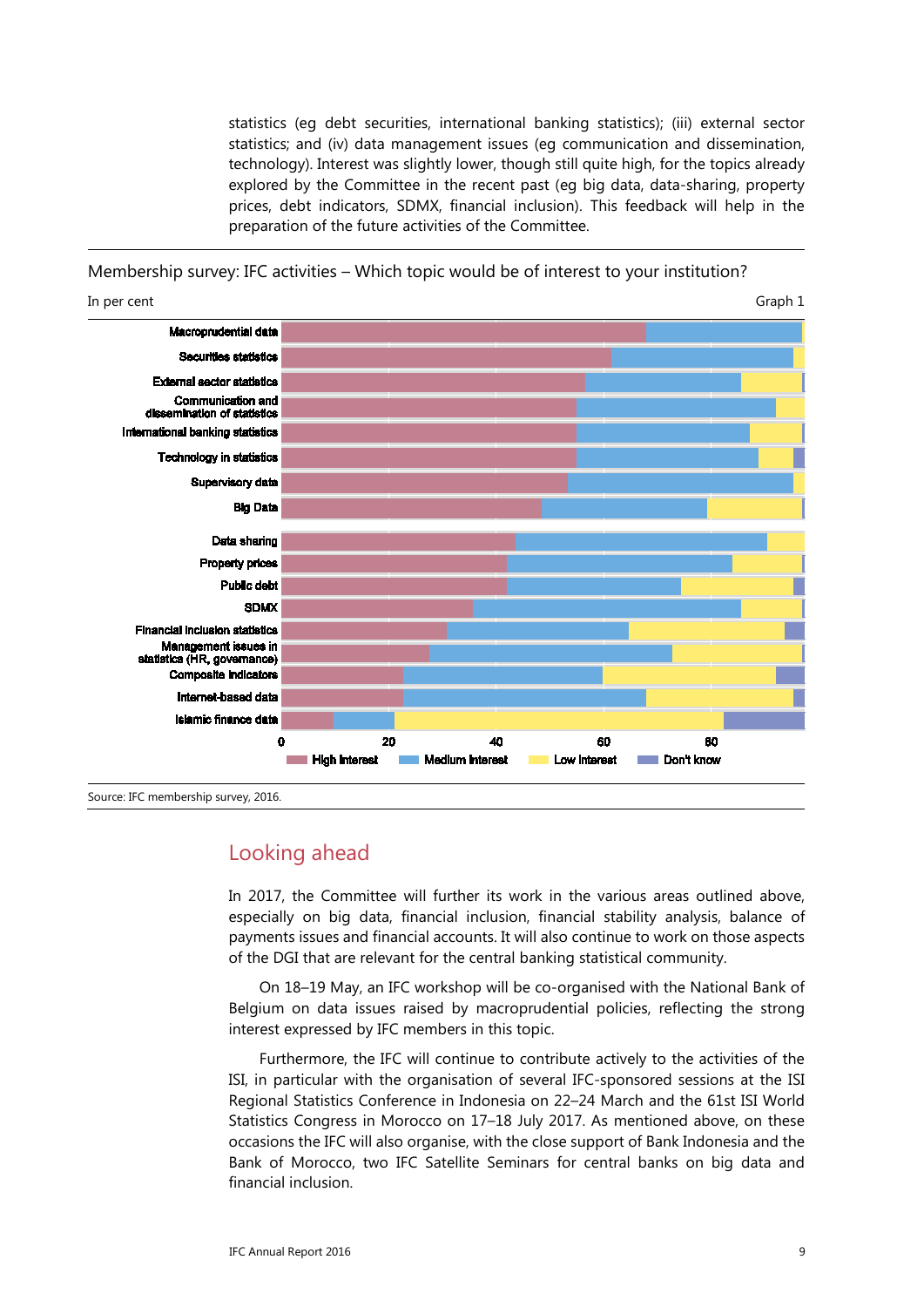statistics (eg debt securities, international banking statistics); (iii) external sector statistics; and (iv) data management issues (eg communication and dissemination, technology). Interest was slightly lower, though still quite high, for the topics already explored by the Committee in the recent past (eg big data, data-sharing, property prices, debt indicators, SDMX, financial inclusion). This feedback will help in the preparation of the future activities of the Committee.

Membership survey: IFC activities – Which topic would be of interest to your institution?

In per cent

Graph 1

Macroprudential data
Securities statistics
External sector statistics
Communication and dissemination of statistics
International banking statistics
Technology in statistics
Supervisory data
Big Data
Data sharing
Property prices
Public debt
SDMX
Financial inclusion statistics
Management issues in statistics (HR, governance)
Composite indicators
Internet-based data
Islamic finance data

0 20 40 60 80

High interest | Medium interest | Low interest | Don't know

Source: IFC membership survey, 2016.

## Looking ahead

In 2017, the Committee will further its work in the various areas outlined above, especially on big data, financial inclusion, financial stability analysis, balance of payments issues and financial accounts. It will also continue to work on those aspects of the DGI that are relevant for the central banking statistical community.

On 18–19 May, an IFC workshop will be co-organised with the National Bank of Belgium on data issues raised by macroprudential policies, reflecting the strong interest expressed by IFC members in this topic.

Furthermore, the IFC will continue to contribute actively to the activities of the ISI, in particular with the organisation of several IFC-sponsored sessions at the ISI Regional Statistics Conference in Indonesia on 22–24 March and the 61st ISI World Statistics Congress in Morocco on 17–18 July 2017. As mentioned above, on these occasions the IFC will also organise, with the close support of Bank Indonesia and the Bank of Morocco, two IFC Satellite Seminars for central banks on big data and financial inclusion.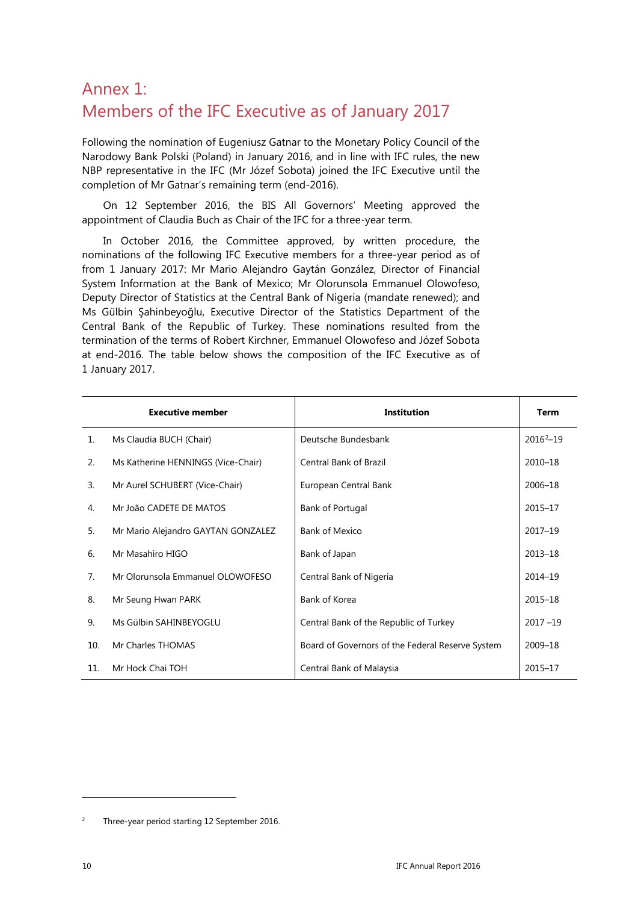# Annex 1: Members of the IFC Executive as of January 2017

Following the nomination of Eugeniusz Gatnar to the Monetary Policy Council of the Narodowy Bank Polski (Poland) in January 2016, and in line with IFC rules, the new NBP representative in the IFC (Mr Józef Sobota) joined the IFC Executive until the completion of Mr Gatnar's remaining term (end-2016).

On 12 September 2016, the BIS All Governors' Meeting approved the appointment of Claudia Buch as Chair of the IFC for a three-year term.

In October 2016, the Committee approved, by written procedure, the nominations of the following IFC Executive members for a three-year period as of from 1 January 2017: Mr Mario Alejandro Gaytán González, Director of Financial System Information at the Bank of Mexico; Mr Olorunsola Emmanuel Olowofeso, Deputy Director of Statistics at the Central Bank of Nigeria (mandate renewed); and Ms Gülbin Şahinbeyoğlu, Executive Director of the Statistics Department of the Central Bank of the Republic of Turkey. These nominations resulted from the termination of the terms of Robert Kirchner, Emmanuel Olowofeso and Józef Sobota at end-2016. The table below shows the composition of the IFC Executive as of 1 January 2017.

| | Executive member | Institution | Term |
|---|---|---|---|
| 1. | Ms Claudia BUCH (Chair) | Deutsche Bundesbank | 2016[2]–19 |
| 2. | Ms Katherine HENNINGS (Vice-Chair) | Central Bank of Brazil | 2010–18 |
| 3. | Mr Aurel SCHUBERT (Vice-Chair) | European Central Bank | 2006–18 |
| 4. | Mr João CADETE DE MATOS | Bank of Portugal | 2015–17 |
| 5. | Mr Mario Alejandro GAYTAN GONZALEZ | Bank of Mexico | 2017–19 |
| 6. | Mr Masahiro HIGO | Bank of Japan | 2013–18 |
| 7. | Mr Olorunsola Emmanuel OLOWOFESO | Central Bank of Nigeria | 2014–19 |
| 8. | Mr Seung Hwan PARK | Bank of Korea | 2015–18 |
| 9. | Ms Gülbin SAHINBEYOGLU | Central Bank of the Republic of Turkey | 2017 –19 |
| 10. | Mr Charles THOMAS | Board of Governors of the Federal Reserve System | 2009–18 |
| 11. | Mr Hock Chai TOH | Central Bank of Malaysia | 2015–17 |

[2] Three-year period starting 12 September 2016.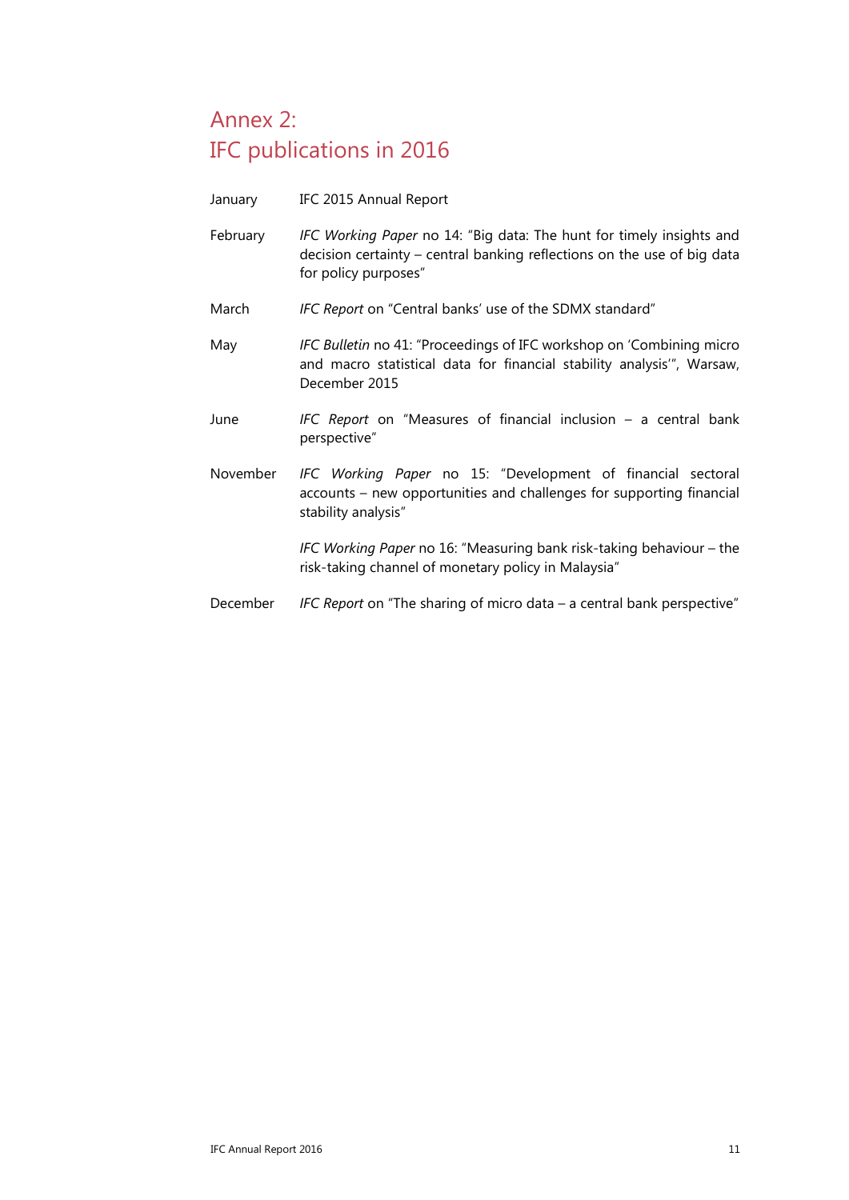# Annex 2: IFC publications in 2016

| | |
|---|---|
| January | IFC 2015 Annual Report |
| February | *IFC Working Paper* no 14: "Big data: The hunt for timely insights and decision certainty – central banking reflections on the use of big data for policy purposes" |
| March | *IFC Report* on "Central banks' use of the SDMX standard" |
| May | *IFC Bulletin* no 41: "Proceedings of IFC workshop on 'Combining micro and macro statistical data for financial stability analysis'", Warsaw, December 2015 |
| June | *IFC Report* on "Measures of financial inclusion – a central bank perspective" |
| November | *IFC Working Paper* no 15: "Development of financial sectoral accounts – new opportunities and challenges for supporting financial stability analysis" |
| | *IFC Working Paper* no 16: "Measuring bank risk-taking behaviour – the risk-taking channel of monetary policy in Malaysia" |
| December | *IFC Report* on "The sharing of micro data – a central bank perspective" |